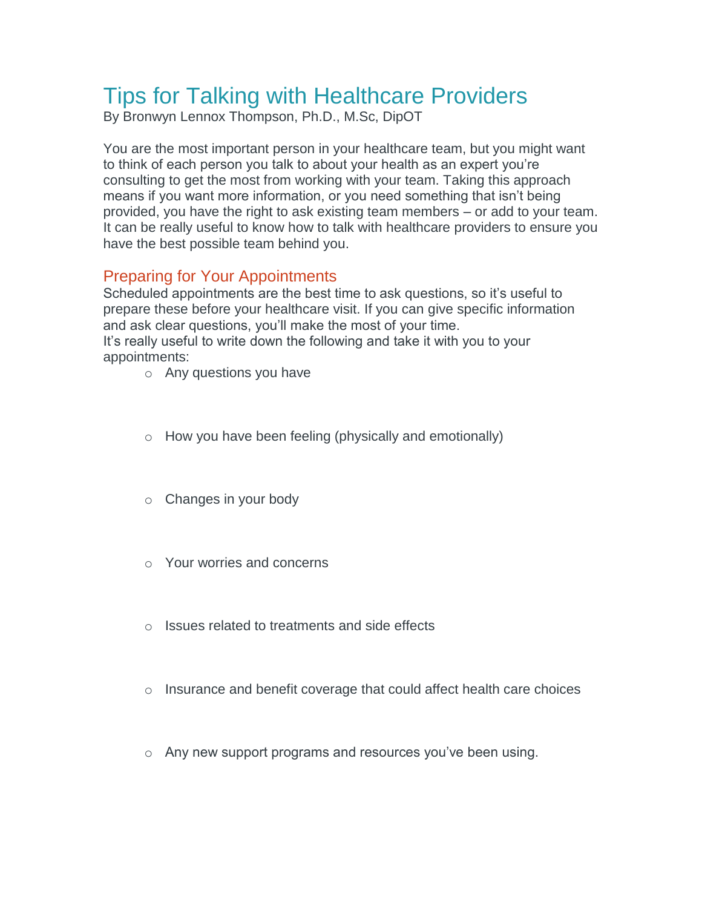# Tips for Talking with Healthcare Providers

By Bronwyn Lennox Thompson, Ph.D., M.Sc, DipOT

You are the most important person in your healthcare team, but you might want to think of each person you talk to about your health as an expert you're consulting to get the most from working with your team. Taking this approach means if you want more information, or you need something that isn't being provided, you have the right to ask existing team members – or add to your team. It can be really useful to know how to talk with healthcare providers to ensure you have the best possible team behind you.

## Preparing for Your Appointments

Scheduled appointments are the best time to ask questions, so it's useful to prepare these before your healthcare visit. If you can give specific information and ask clear questions, you'll make the most of your time.

It's really useful to write down the following and take it with you to your appointments:

- Any questions you have
- How you have been feeling (physically and emotionally)
- Changes in your body
- Your worries and concerns
- Issues related to treatments and side effects
- Insurance and benefit coverage that could affect health care choices
- Any new support programs and resources you've been using.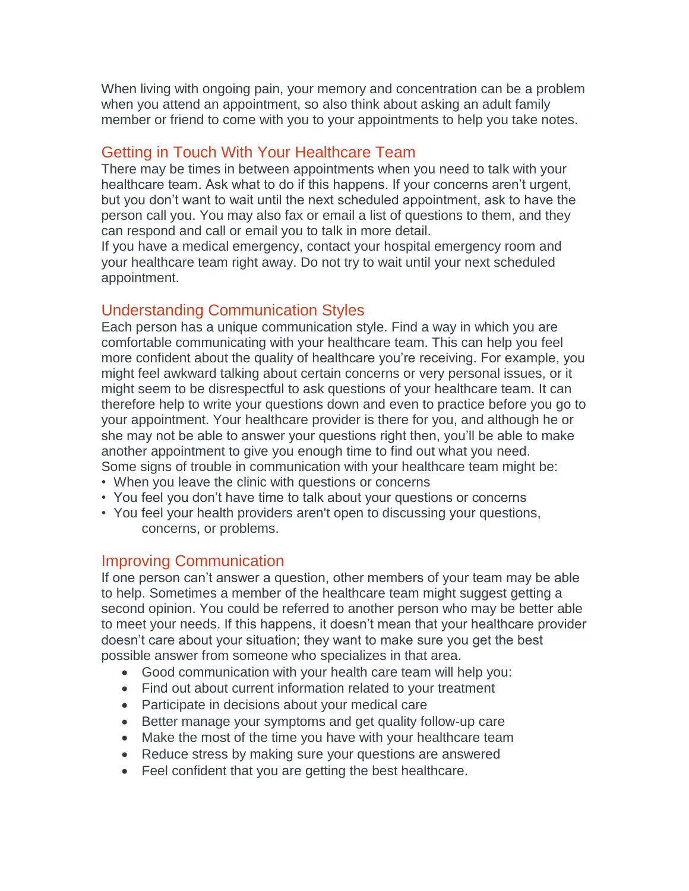When living with ongoing pain, your memory and concentration can be a problem when you attend an appointment, so also think about asking an adult family member or friend to come with you to your appointments to help you take notes.

## Getting in Touch With Your Healthcare Team

There may be times in between appointments when you need to talk with your healthcare team. Ask what to do if this happens. If your concerns aren't urgent, but you don't want to wait until the next scheduled appointment, ask to have the person call you. You may also fax or email a list of questions to them, and they can respond and call or email you to talk in more detail.

If you have a medical emergency, contact your hospital emergency room and your healthcare team right away. Do not try to wait until your next scheduled appointment.

## Understanding Communication Styles

Each person has a unique communication style. Find a way in which you are comfortable communicating with your healthcare team. This can help you feel more confident about the quality of healthcare you're receiving. For example, you might feel awkward talking about certain concerns or very personal issues, or it might seem to be disrespectful to ask questions of your healthcare team. It can therefore help to write your questions down and even to practice before you go to your appointment. Your healthcare provider is there for you, and although he or she may not be able to answer your questions right then, you'll be able to make another appointment to give you enough time to find out what you need.

Some signs of trouble in communication with your healthcare team might be:

- When you leave the clinic with questions or concerns
- You feel you don't have time to talk about your questions or concerns
- You feel your health providers aren't open to discussing your questions, concerns, or problems.

## Improving Communication

If one person can't answer a question, other members of your team may be able to help. Sometimes a member of the healthcare team might suggest getting a second opinion. You could be referred to another person who may be better able to meet your needs. If this happens, it doesn't mean that your healthcare provider doesn't care about your situation; they want to make sure you get the best possible answer from someone who specializes in that area.

- Good communication with your health care team will help you:
- Find out about current information related to your treatment
- Participate in decisions about your medical care
- Better manage your symptoms and get quality follow-up care
- Make the most of the time you have with your healthcare team
- Reduce stress by making sure your questions are answered
- Feel confident that you are getting the best healthcare.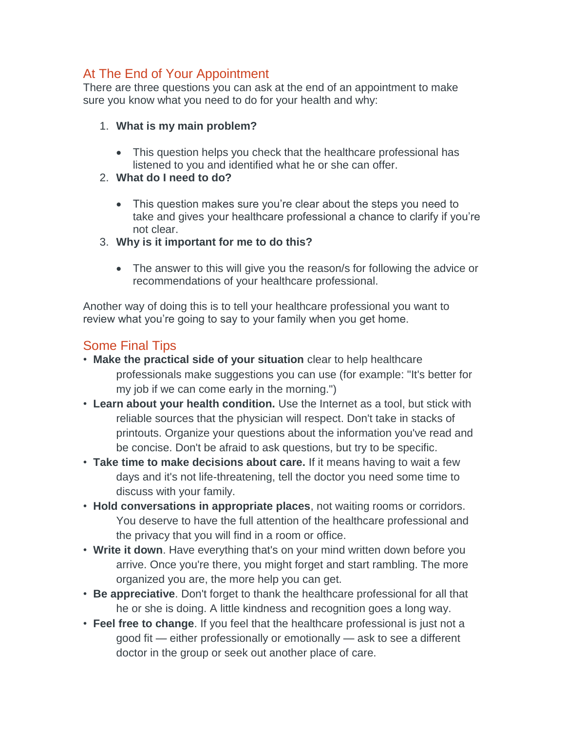## At The End of Your Appointment

There are three questions you can ask at the end of an appointment to make sure you know what you need to do for your health and why:

1. **What is my main problem?**
   - This question helps you check that the healthcare professional has listened to you and identified what he or she can offer.
2. **What do I need to do?**
   - This question makes sure you're clear about the steps you need to take and gives your healthcare professional a chance to clarify if you're not clear.
3. **Why is it important for me to do this?**
   - The answer to this will give you the reason/s for following the advice or recommendations of your healthcare professional.

Another way of doing this is to tell your healthcare professional you want to review what you're going to say to your family when you get home.

## Some Final Tips

- **Make the practical side of your situation** clear to help healthcare professionals make suggestions you can use (for example: "It's better for my job if we can come early in the morning.")
- **Learn about your health condition.** Use the Internet as a tool, but stick with reliable sources that the physician will respect. Don't take in stacks of printouts. Organize your questions about the information you've read and be concise. Don't be afraid to ask questions, but try to be specific.
- **Take time to make decisions about care.** If it means having to wait a few days and it's not life-threatening, tell the doctor you need some time to discuss with your family.
- **Hold conversations in appropriate places**, not waiting rooms or corridors. You deserve to have the full attention of the healthcare professional and the privacy that you will find in a room or office.
- **Write it down**. Have everything that's on your mind written down before you arrive. Once you're there, you might forget and start rambling. The more organized you are, the more help you can get.
- **Be appreciative**. Don't forget to thank the healthcare professional for all that he or she is doing. A little kindness and recognition goes a long way.
- **Feel free to change**. If you feel that the healthcare professional is just not a good fit — either professionally or emotionally — ask to see a different doctor in the group or seek out another place of care.